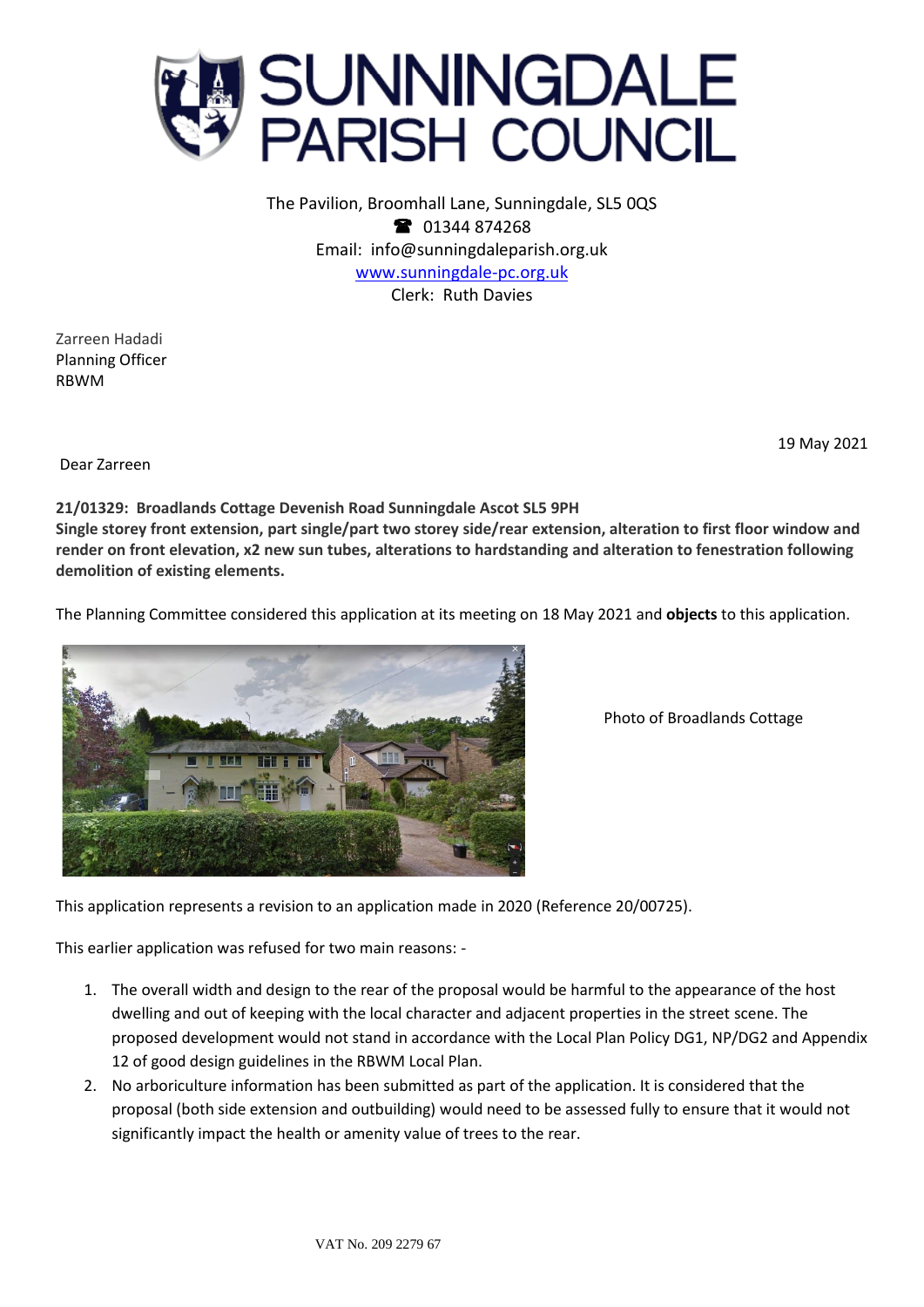# SUNNINGDALE PARISH COUNCIL

The Pavilion, Broomhall Lane, Sunningdale, SL5 0QS
☎ 01344 874268
Email: info@sunningdaleparish.org.uk
www.sunningdale-pc.org.uk
Clerk: Ruth Davies

Zarreen Hadadi
Planning Officer
RBWM

19 May 2021

Dear Zarreen

**21/01329: Broadlands Cottage Devenish Road Sunningdale Ascot SL5 9PH**
**Single storey front extension, part single/part two storey side/rear extension, alteration to first floor window and render on front elevation, x2 new sun tubes, alterations to hardstanding and alteration to fenestration following demolition of existing elements.**

The Planning Committee considered this application at its meeting on 18 May 2021 and **objects** to this application.

Photo of Broadlands Cottage

This application represents a revision to an application made in 2020 (Reference 20/00725).

This earlier application was refused for two main reasons: -

1. The overall width and design to the rear of the proposal would be harmful to the appearance of the host dwelling and out of keeping with the local character and adjacent properties in the street scene. The proposed development would not stand in accordance with the Local Plan Policy DG1, NP/DG2 and Appendix 12 of good design guidelines in the RBWM Local Plan.
2. No arboriculture information has been submitted as part of the application. It is considered that the proposal (both side extension and outbuilding) would need to be assessed fully to ensure that it would not significantly impact the health or amenity value of trees to the rear.

VAT No. 209 2279 67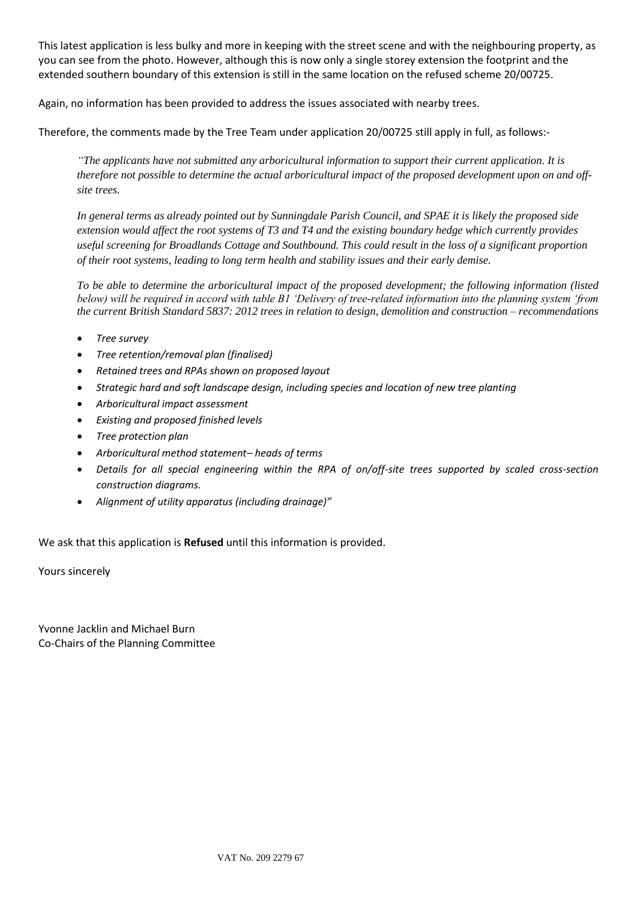This latest application is less bulky and more in keeping with the street scene and with the neighbouring property, as you can see from the photo. However, although this is now only a single storey extension the footprint and the extended southern boundary of this extension is still in the same location on the refused scheme 20/00725.

Again, no information has been provided to address the issues associated with nearby trees.

Therefore, the comments made by the Tree Team under application 20/00725 still apply in full, as follows:-

> *"The applicants have not submitted any arboricultural information to support their current application. It is therefore not possible to determine the actual arboricultural impact of the proposed development upon on and off-site trees.*
>
> *In general terms as already pointed out by Sunningdale Parish Council, and SPAE it is likely the proposed side extension would affect the root systems of T3 and T4 and the existing boundary hedge which currently provides useful screening for Broadlands Cottage and Southbound. This could result in the loss of a significant proportion of their root systems, leading to long term health and stability issues and their early demise.*
>
> *To be able to determine the arboricultural impact of the proposed development; the following information (listed below) will be required in accord with table B1 'Delivery of tree-related information into the planning system 'from the current British Standard 5837: 2012 trees in relation to design, demolition and construction – recommendations*
>
> - *Tree survey*
> - *Tree retention/removal plan (finalised)*
> - *Retained trees and RPAs shown on proposed layout*
> - *Strategic hard and soft landscape design, including species and location of new tree planting*
> - *Arboricultural impact assessment*
> - *Existing and proposed finished levels*
> - *Tree protection plan*
> - *Arboricultural method statement– heads of terms*
> - *Details for all special engineering within the RPA of on/off-site trees supported by scaled cross-section construction diagrams.*
> - *Alignment of utility apparatus (including drainage)"*

We ask that this application is **Refused** until this information is provided.

Yours sincerely

Yvonne Jacklin and Michael Burn
Co-Chairs of the Planning Committee

VAT No. 209 2279 67